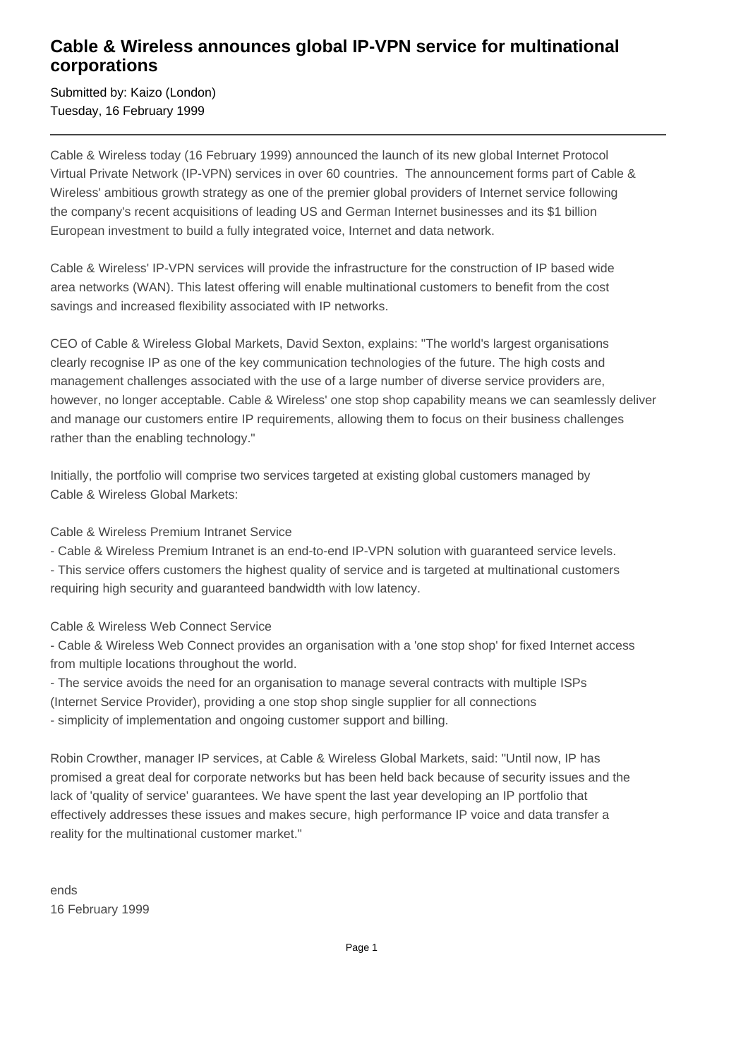# Cable & Wireless announces global IP-VPN service for multinational corporations

Submitted by: Kaizo (London)
Tuesday, 16 February 1999

---

Cable & Wireless today (16 February 1999) announced the launch of its new global Internet Protocol Virtual Private Network (IP-VPN) services in over 60 countries. The announcement forms part of Cable & Wireless' ambitious growth strategy as one of the premier global providers of Internet service following the company's recent acquisitions of leading US and German Internet businesses and its $1 billion European investment to build a fully integrated voice, Internet and data network.

Cable & Wireless' IP-VPN services will provide the infrastructure for the construction of IP based wide area networks (WAN). This latest offering will enable multinational customers to benefit from the cost savings and increased flexibility associated with IP networks.

CEO of Cable & Wireless Global Markets, David Sexton, explains: "The world's largest organisations clearly recognise IP as one of the key communication technologies of the future. The high costs and management challenges associated with the use of a large number of diverse service providers are, however, no longer acceptable. Cable & Wireless' one stop shop capability means we can seamlessly deliver and manage our customers entire IP requirements, allowing them to focus on their business challenges rather than the enabling technology."

Initially, the portfolio will comprise two services targeted at existing global customers managed by Cable & Wireless Global Markets:

Cable & Wireless Premium Intranet Service
- Cable & Wireless Premium Intranet is an end-to-end IP-VPN solution with guaranteed service levels.
- This service offers customers the highest quality of service and is targeted at multinational customers requiring high security and guaranteed bandwidth with low latency.

Cable & Wireless Web Connect Service
- Cable & Wireless Web Connect provides an organisation with a 'one stop shop' for fixed Internet access from multiple locations throughout the world.
- The service avoids the need for an organisation to manage several contracts with multiple ISPs (Internet Service Provider), providing a one stop shop single supplier for all connections
- simplicity of implementation and ongoing customer support and billing.

Robin Crowther, manager IP services, at Cable & Wireless Global Markets, said: "Until now, IP has promised a great deal for corporate networks but has been held back because of security issues and the lack of 'quality of service' guarantees. We have spent the last year developing an IP portfolio that effectively addresses these issues and makes secure, high performance IP voice and data transfer a reality for the multinational customer market."

ends
16 February 1999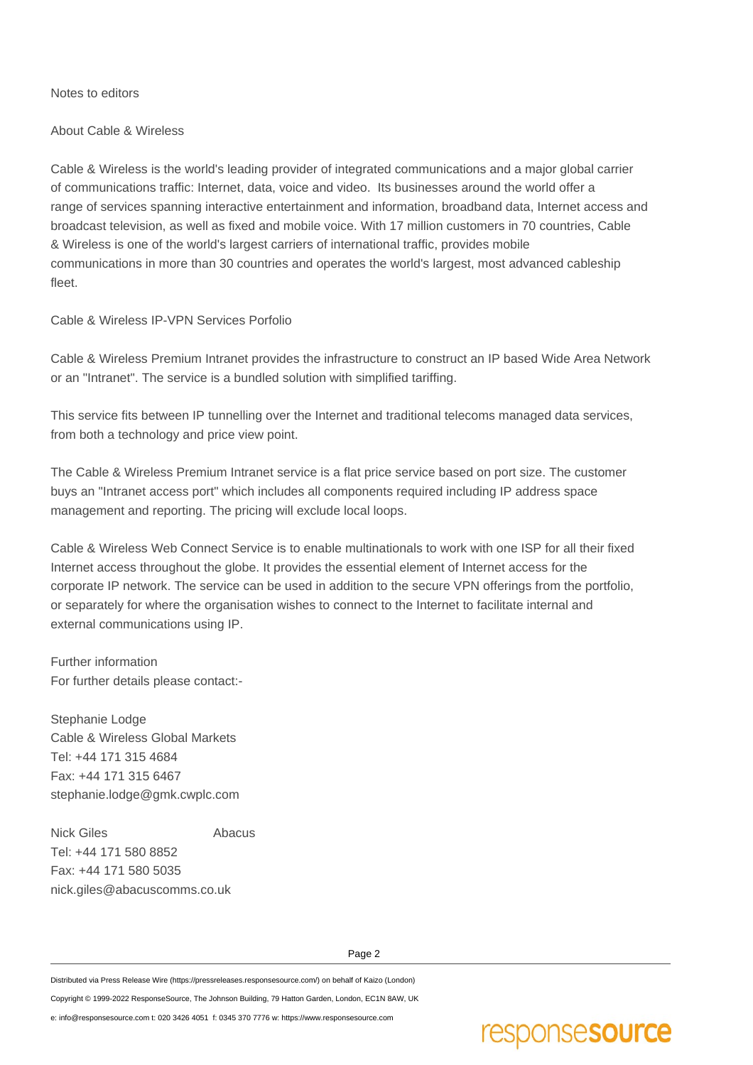Notes to editors

About Cable & Wireless

Cable & Wireless is the world's leading provider of integrated communications and a major global carrier of communications traffic: Internet, data, voice and video. Its businesses around the world offer a range of services spanning interactive entertainment and information, broadband data, Internet access and broadcast television, as well as fixed and mobile voice. With 17 million customers in 70 countries, Cable & Wireless is one of the world's largest carriers of international traffic, provides mobile communications in more than 30 countries and operates the world's largest, most advanced cableship fleet.

Cable & Wireless IP-VPN Services Porfolio

Cable & Wireless Premium Intranet provides the infrastructure to construct an IP based Wide Area Network or an "Intranet". The service is a bundled solution with simplified tariffing.

This service fits between IP tunnelling over the Internet and traditional telecoms managed data services, from both a technology and price view point.

The Cable & Wireless Premium Intranet service is a flat price service based on port size. The customer buys an "Intranet access port" which includes all components required including IP address space management and reporting. The pricing will exclude local loops.

Cable & Wireless Web Connect Service is to enable multinationals to work with one ISP for all their fixed Internet access throughout the globe. It provides the essential element of Internet access for the corporate IP network. The service can be used in addition to the secure VPN offerings from the portfolio, or separately for where the organisation wishes to connect to the Internet to facilitate internal and external communications using IP.

Further information
For further details please contact:-

Stephanie Lodge
Cable & Wireless Global Markets
Tel: +44 171 315 4684
Fax: +44 171 315 6467
stephanie.lodge@gmk.cwplc.com

Nick Giles Abacus
Tel: +44 171 580 8852
Fax: +44 171 580 5035
nick.giles@abacuscomms.co.uk

Distributed via Press Release Wire (https://pressreleases.responsesource.com/) on behalf of Kaizo (London)

Copyright © 1999-2022 ResponseSource, The Johnson Building, 79 Hatton Garden, London, EC1N 8AW, UK

e: info@responsesource.com t: 020 3426 4051 f: 0345 370 7776 w: https://www.responsesource.com